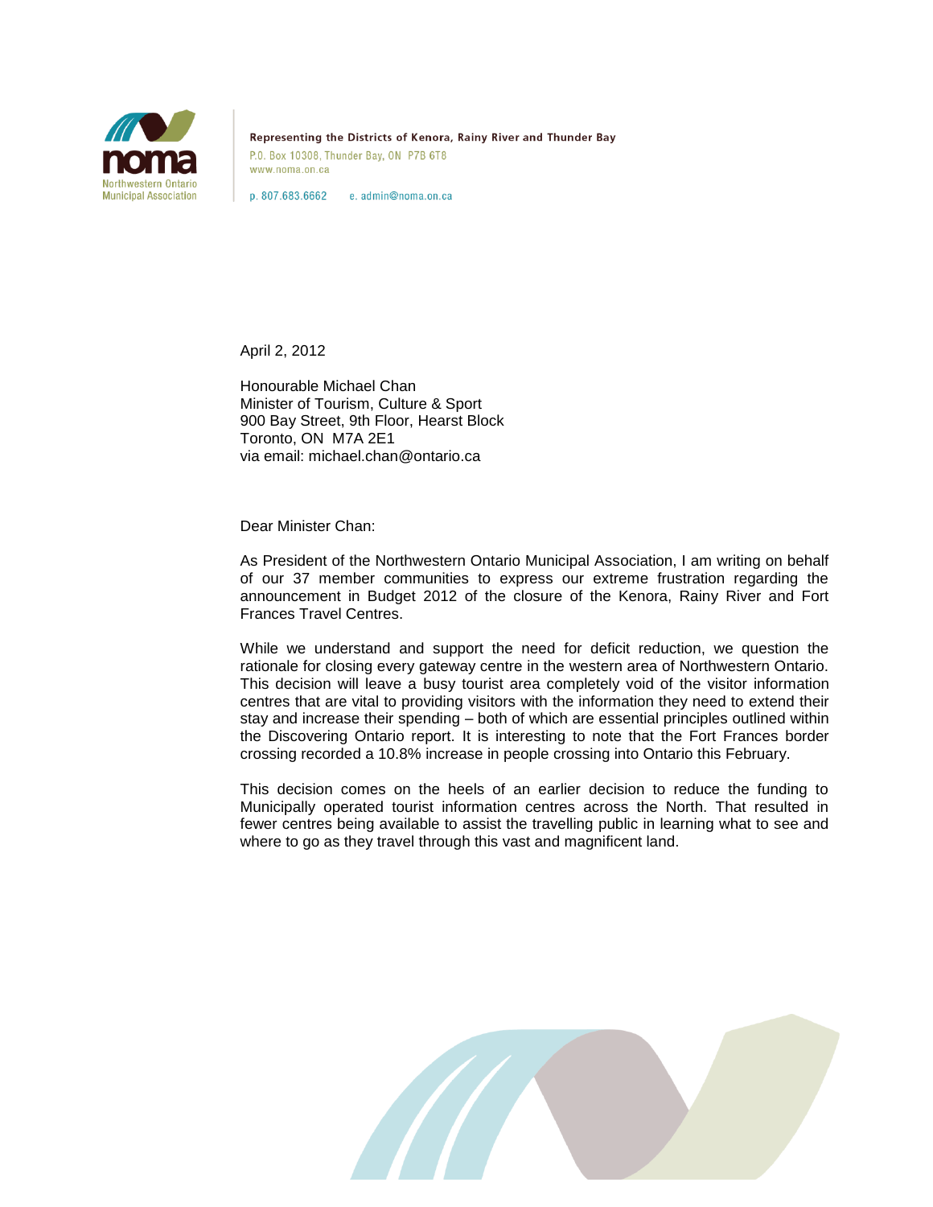noma
Northwestern Ontario Municipal Association

Representing the Districts of Kenora, Rainy River and Thunder Bay
P.O. Box 10308, Thunder Bay, ON P7B 6T8
www.noma.on.ca

p. 807.683.6662 e. admin@noma.on.ca

April 2, 2012

Honourable Michael Chan
Minister of Tourism, Culture & Sport
900 Bay Street, 9th Floor, Hearst Block
Toronto, ON M7A 2E1
via email: michael.chan@ontario.ca

Dear Minister Chan:

As President of the Northwestern Ontario Municipal Association, I am writing on behalf of our 37 member communities to express our extreme frustration regarding the announcement in Budget 2012 of the closure of the Kenora, Rainy River and Fort Frances Travel Centres.

While we understand and support the need for deficit reduction, we question the rationale for closing every gateway centre in the western area of Northwestern Ontario. This decision will leave a busy tourist area completely void of the visitor information centres that are vital to providing visitors with the information they need to extend their stay and increase their spending – both of which are essential principles outlined within the Discovering Ontario report. It is interesting to note that the Fort Frances border crossing recorded a 10.8% increase in people crossing into Ontario this February.

This decision comes on the heels of an earlier decision to reduce the funding to Municipally operated tourist information centres across the North. That resulted in fewer centres being available to assist the travelling public in learning what to see and where to go as they travel through this vast and magnificent land.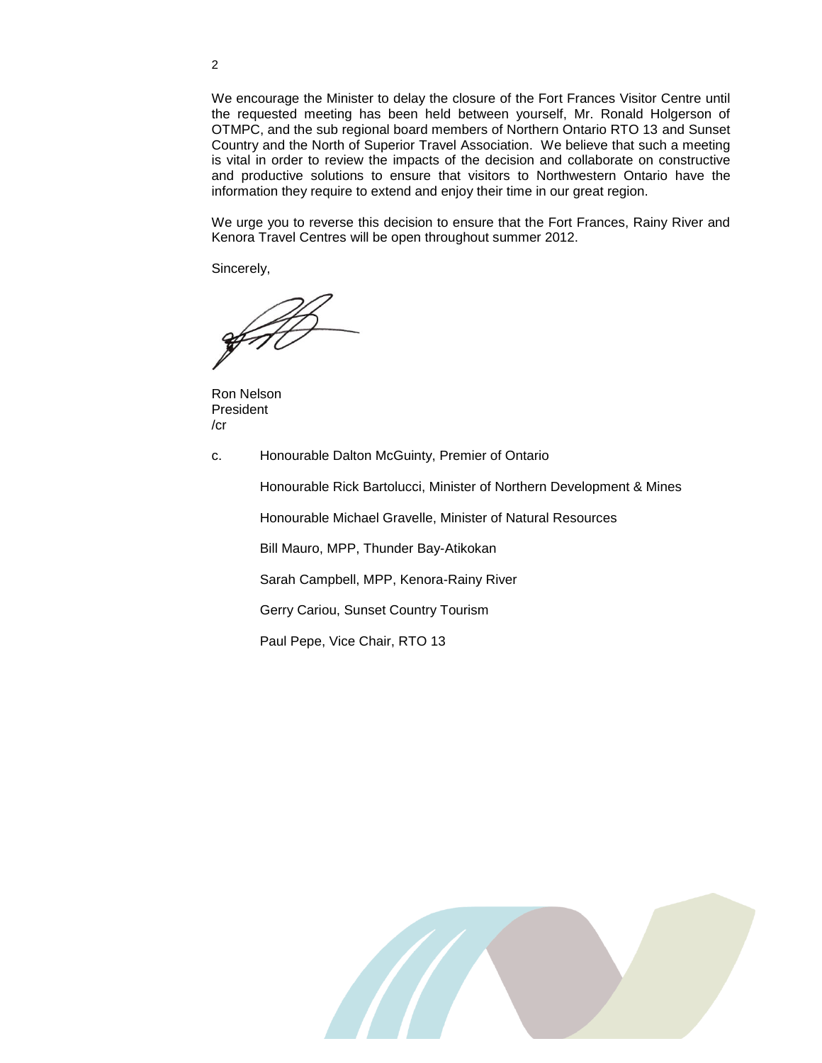We encourage the Minister to delay the closure of the Fort Frances Visitor Centre until the requested meeting has been held between yourself, Mr. Ronald Holgerson of OTMPC, and the sub regional board members of Northern Ontario RTO 13 and Sunset Country and the North of Superior Travel Association. We believe that such a meeting is vital in order to review the impacts of the decision and collaborate on constructive and productive solutions to ensure that visitors to Northwestern Ontario have the information they require to extend and enjoy their time in our great region.

We urge you to reverse this decision to ensure that the Fort Frances, Rainy River and Kenora Travel Centres will be open throughout summer 2012.

Sincerely,

Ron Nelson
President
/cr

c. Honourable Dalton McGuinty, Premier of Ontario

Honourable Rick Bartolucci, Minister of Northern Development & Mines

Honourable Michael Gravelle, Minister of Natural Resources

Bill Mauro, MPP, Thunder Bay-Atikokan

Sarah Campbell, MPP, Kenora-Rainy River

Gerry Cariou, Sunset Country Tourism

Paul Pepe, Vice Chair, RTO 13